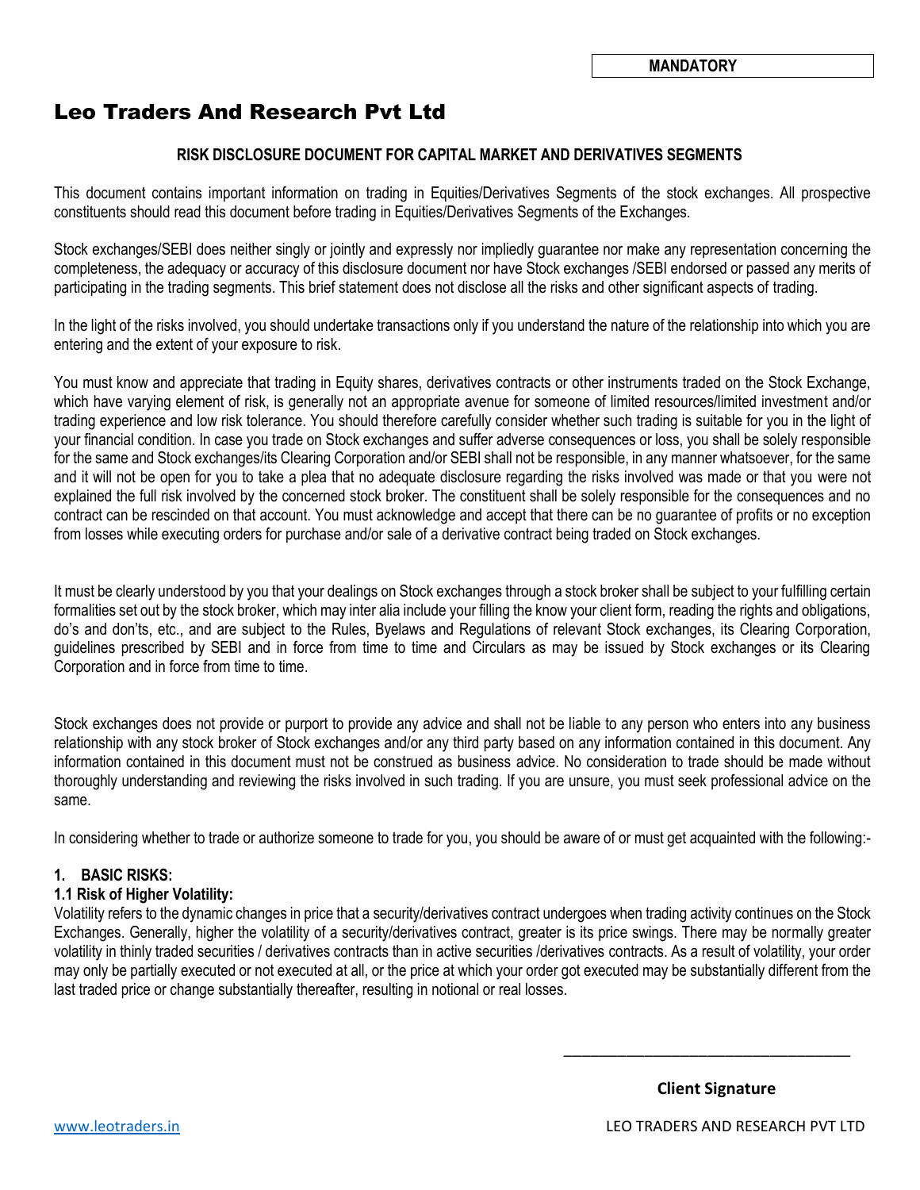**MANDATORY**

# Leo Traders And Research Pvt Ltd

**RISK DISCLOSURE DOCUMENT FOR CAPITAL MARKET AND DERIVATIVES SEGMENTS**

This document contains important information on trading in Equities/Derivatives Segments of the stock exchanges. All prospective constituents should read this document before trading in Equities/Derivatives Segments of the Exchanges.

Stock exchanges/SEBI does neither singly or jointly and expressly nor impliedly guarantee nor make any representation concerning the completeness, the adequacy or accuracy of this disclosure document nor have Stock exchanges /SEBI endorsed or passed any merits of participating in the trading segments. This brief statement does not disclose all the risks and other significant aspects of trading.

In the light of the risks involved, you should undertake transactions only if you understand the nature of the relationship into which you are entering and the extent of your exposure to risk.

You must know and appreciate that trading in Equity shares, derivatives contracts or other instruments traded on the Stock Exchange, which have varying element of risk, is generally not an appropriate avenue for someone of limited resources/limited investment and/or trading experience and low risk tolerance. You should therefore carefully consider whether such trading is suitable for you in the light of your financial condition. In case you trade on Stock exchanges and suffer adverse consequences or loss, you shall be solely responsible for the same and Stock exchanges/its Clearing Corporation and/or SEBI shall not be responsible, in any manner whatsoever, for the same and it will not be open for you to take a plea that no adequate disclosure regarding the risks involved was made or that you were not explained the full risk involved by the concerned stock broker. The constituent shall be solely responsible for the consequences and no contract can be rescinded on that account. You must acknowledge and accept that there can be no guarantee of profits or no exception from losses while executing orders for purchase and/or sale of a derivative contract being traded on Stock exchanges.

It must be clearly understood by you that your dealings on Stock exchanges through a stock broker shall be subject to your fulfilling certain formalities set out by the stock broker, which may inter alia include your filling the know your client form, reading the rights and obligations, do's and don'ts, etc., and are subject to the Rules, Byelaws and Regulations of relevant Stock exchanges, its Clearing Corporation, guidelines prescribed by SEBI and in force from time to time and Circulars as may be issued by Stock exchanges or its Clearing Corporation and in force from time to time.

Stock exchanges does not provide or purport to provide any advice and shall not be liable to any person who enters into any business relationship with any stock broker of Stock exchanges and/or any third party based on any information contained in this document. Any information contained in this document must not be construed as business advice. No consideration to trade should be made without thoroughly understanding and reviewing the risks involved in such trading. If you are unsure, you must seek professional advice on the same.

In considering whether to trade or authorize someone to trade for you, you should be aware of or must get acquainted with the following:-

## 1. BASIC RISKS:

### 1.1 Risk of Higher Volatility:

Volatility refers to the dynamic changes in price that a security/derivatives contract undergoes when trading activity continues on the Stock Exchanges. Generally, higher the volatility of a security/derivatives contract, greater is its price swings. There may be normally greater volatility in thinly traded securities / derivatives contracts than in active securities /derivatives contracts. As a result of volatility, your order may only be partially executed or not executed at all, or the price at which your order got executed may be substantially different from the last traded price or change substantially thereafter, resulting in notional or real losses.

\_\_\_\_\_\_\_\_\_\_\_\_\_\_\_\_\_\_\_\_\_\_\_\_\_\_\_\_\_\_\_\_\_\_\_\_

**Client Signature**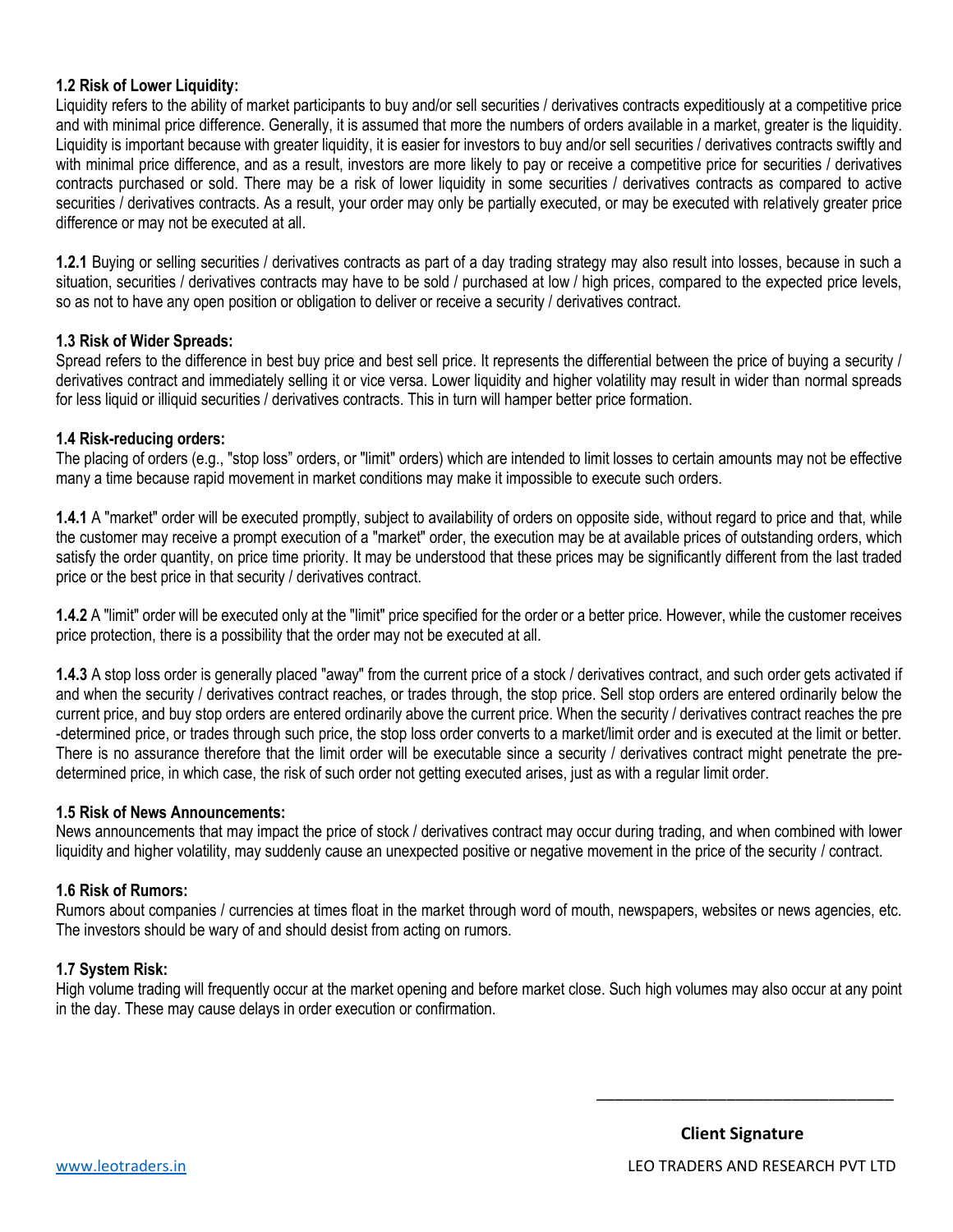**1.2 Risk of Lower Liquidity:**

Liquidity refers to the ability of market participants to buy and/or sell securities / derivatives contracts expeditiously at a competitive price and with minimal price difference. Generally, it is assumed that more the numbers of orders available in a market, greater is the liquidity. Liquidity is important because with greater liquidity, it is easier for investors to buy and/or sell securities / derivatives contracts swiftly and with minimal price difference, and as a result, investors are more likely to pay or receive a competitive price for securities / derivatives contracts purchased or sold. There may be a risk of lower liquidity in some securities / derivatives contracts as compared to active securities / derivatives contracts. As a result, your order may only be partially executed, or may be executed with relatively greater price difference or may not be executed at all.

**1.2.1** Buying or selling securities / derivatives contracts as part of a day trading strategy may also result into losses, because in such a situation, securities / derivatives contracts may have to be sold / purchased at low / high prices, compared to the expected price levels, so as not to have any open position or obligation to deliver or receive a security / derivatives contract.

**1.3 Risk of Wider Spreads:**

Spread refers to the difference in best buy price and best sell price. It represents the differential between the price of buying a security / derivatives contract and immediately selling it or vice versa. Lower liquidity and higher volatility may result in wider than normal spreads for less liquid or illiquid securities / derivatives contracts. This in turn will hamper better price formation.

**1.4 Risk-reducing orders:**

The placing of orders (e.g., "stop loss" orders, or "limit" orders) which are intended to limit losses to certain amounts may not be effective many a time because rapid movement in market conditions may make it impossible to execute such orders.

**1.4.1** A "market" order will be executed promptly, subject to availability of orders on opposite side, without regard to price and that, while the customer may receive a prompt execution of a "market" order, the execution may be at available prices of outstanding orders, which satisfy the order quantity, on price time priority. It may be understood that these prices may be significantly different from the last traded price or the best price in that security / derivatives contract.

**1.4.2** A "limit" order will be executed only at the "limit" price specified for the order or a better price. However, while the customer receives price protection, there is a possibility that the order may not be executed at all.

**1.4.3** A stop loss order is generally placed "away" from the current price of a stock / derivatives contract, and such order gets activated if and when the security / derivatives contract reaches, or trades through, the stop price. Sell stop orders are entered ordinarily below the current price, and buy stop orders are entered ordinarily above the current price. When the security / derivatives contract reaches the pre -determined price, or trades through such price, the stop loss order converts to a market/limit order and is executed at the limit or better. There is no assurance therefore that the limit order will be executable since a security / derivatives contract might penetrate the pre-determined price, in which case, the risk of such order not getting executed arises, just as with a regular limit order.

**1.5 Risk of News Announcements:**

News announcements that may impact the price of stock / derivatives contract may occur during trading, and when combined with lower liquidity and higher volatility, may suddenly cause an unexpected positive or negative movement in the price of the security / contract.

**1.6 Risk of Rumors:**

Rumors about companies / currencies at times float in the market through word of mouth, newspapers, websites or news agencies, etc. The investors should be wary of and should desist from acting on rumors.

**1.7 System Risk:**

High volume trading will frequently occur at the market opening and before market close. Such high volumes may also occur at any point in the day. These may cause delays in order execution or confirmation.

\_\_\_\_\_\_\_\_\_\_\_\_\_\_\_\_\_\_\_\_\_\_\_\_\_\_\_\_\_\_\_\_\_\_\_\_

**Client Signature**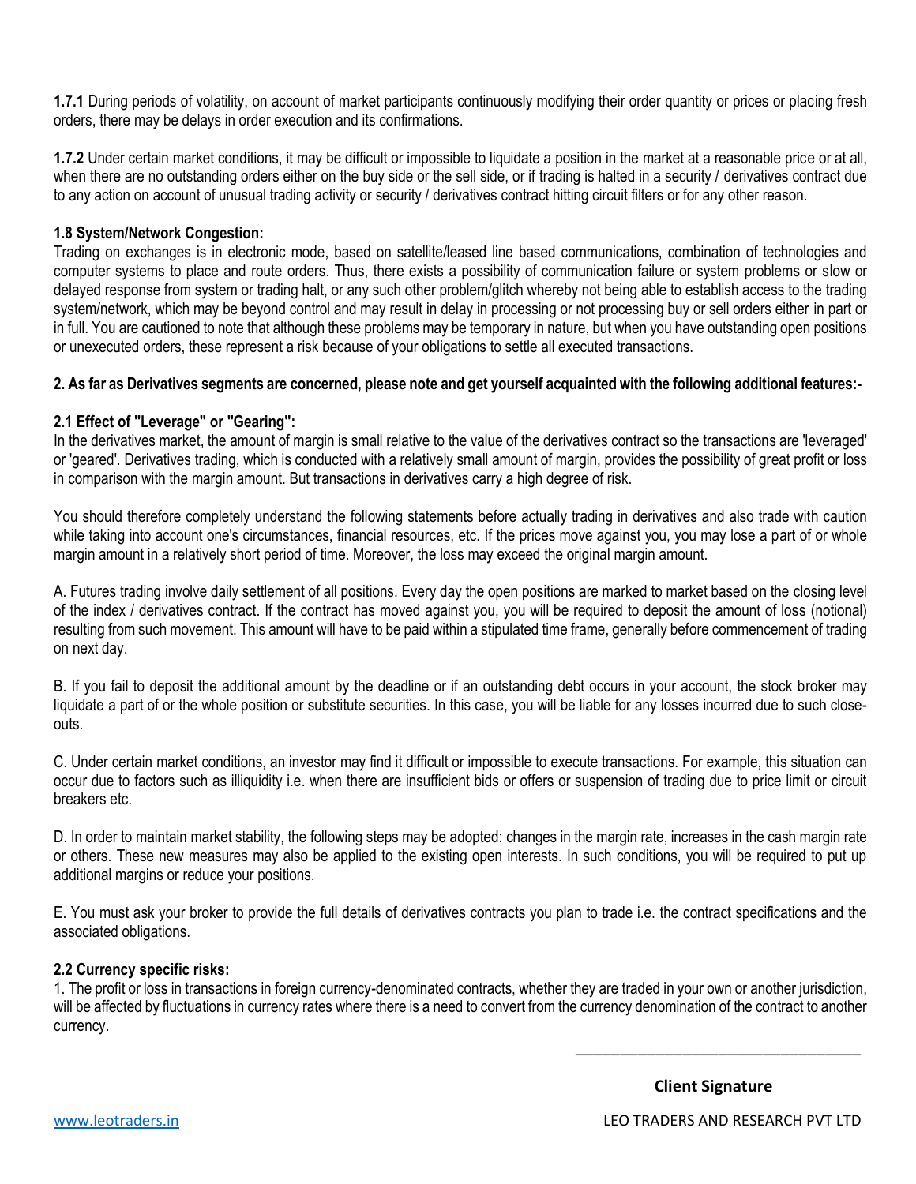**1.7.1** During periods of volatility, on account of market participants continuously modifying their order quantity or prices or placing fresh orders, there may be delays in order execution and its confirmations.

**1.7.2** Under certain market conditions, it may be difficult or impossible to liquidate a position in the market at a reasonable price or at all, when there are no outstanding orders either on the buy side or the sell side, or if trading is halted in a security / derivatives contract due to any action on account of unusual trading activity or security / derivatives contract hitting circuit filters or for any other reason.

**1.8 System/Network Congestion:**
Trading on exchanges is in electronic mode, based on satellite/leased line based communications, combination of technologies and computer systems to place and route orders. Thus, there exists a possibility of communication failure or system problems or slow or delayed response from system or trading halt, or any such other problem/glitch whereby not being able to establish access to the trading system/network, which may be beyond control and may result in delay in processing or not processing buy or sell orders either in part or in full. You are cautioned to note that although these problems may be temporary in nature, but when you have outstanding open positions or unexecuted orders, these represent a risk because of your obligations to settle all executed transactions.

**2. As far as Derivatives segments are concerned, please note and get yourself acquainted with the following additional features:-**

**2.1 Effect of "Leverage" or "Gearing":**
In the derivatives market, the amount of margin is small relative to the value of the derivatives contract so the transactions are 'leveraged' or 'geared'. Derivatives trading, which is conducted with a relatively small amount of margin, provides the possibility of great profit or loss in comparison with the margin amount. But transactions in derivatives carry a high degree of risk.

You should therefore completely understand the following statements before actually trading in derivatives and also trade with caution while taking into account one's circumstances, financial resources, etc. If the prices move against you, you may lose a part of or whole margin amount in a relatively short period of time. Moreover, the loss may exceed the original margin amount.

A. Futures trading involve daily settlement of all positions. Every day the open positions are marked to market based on the closing level of the index / derivatives contract. If the contract has moved against you, you will be required to deposit the amount of loss (notional) resulting from such movement. This amount will have to be paid within a stipulated time frame, generally before commencement of trading on next day.

B. If you fail to deposit the additional amount by the deadline or if an outstanding debt occurs in your account, the stock broker may liquidate a part of or the whole position or substitute securities. In this case, you will be liable for any losses incurred due to such close-outs.

C. Under certain market conditions, an investor may find it difficult or impossible to execute transactions. For example, this situation can occur due to factors such as illiquidity i.e. when there are insufficient bids or offers or suspension of trading due to price limit or circuit breakers etc.

D. In order to maintain market stability, the following steps may be adopted: changes in the margin rate, increases in the cash margin rate or others. These new measures may also be applied to the existing open interests. In such conditions, you will be required to put up additional margins or reduce your positions.

E. You must ask your broker to provide the full details of derivatives contracts you plan to trade i.e. the contract specifications and the associated obligations.

**2.2 Currency specific risks:**
1. The profit or loss in transactions in foreign currency-denominated contracts, whether they are traded in your own or another jurisdiction, will be affected by fluctuations in currency rates where there is a need to convert from the currency denomination of the contract to another currency.

\_\_\_\_\_\_\_\_\_\_\_\_\_\_\_\_\_\_\_\_\_\_\_\_\_\_\_\_\_\_\_\_\_\_\_\_

**Client Signature**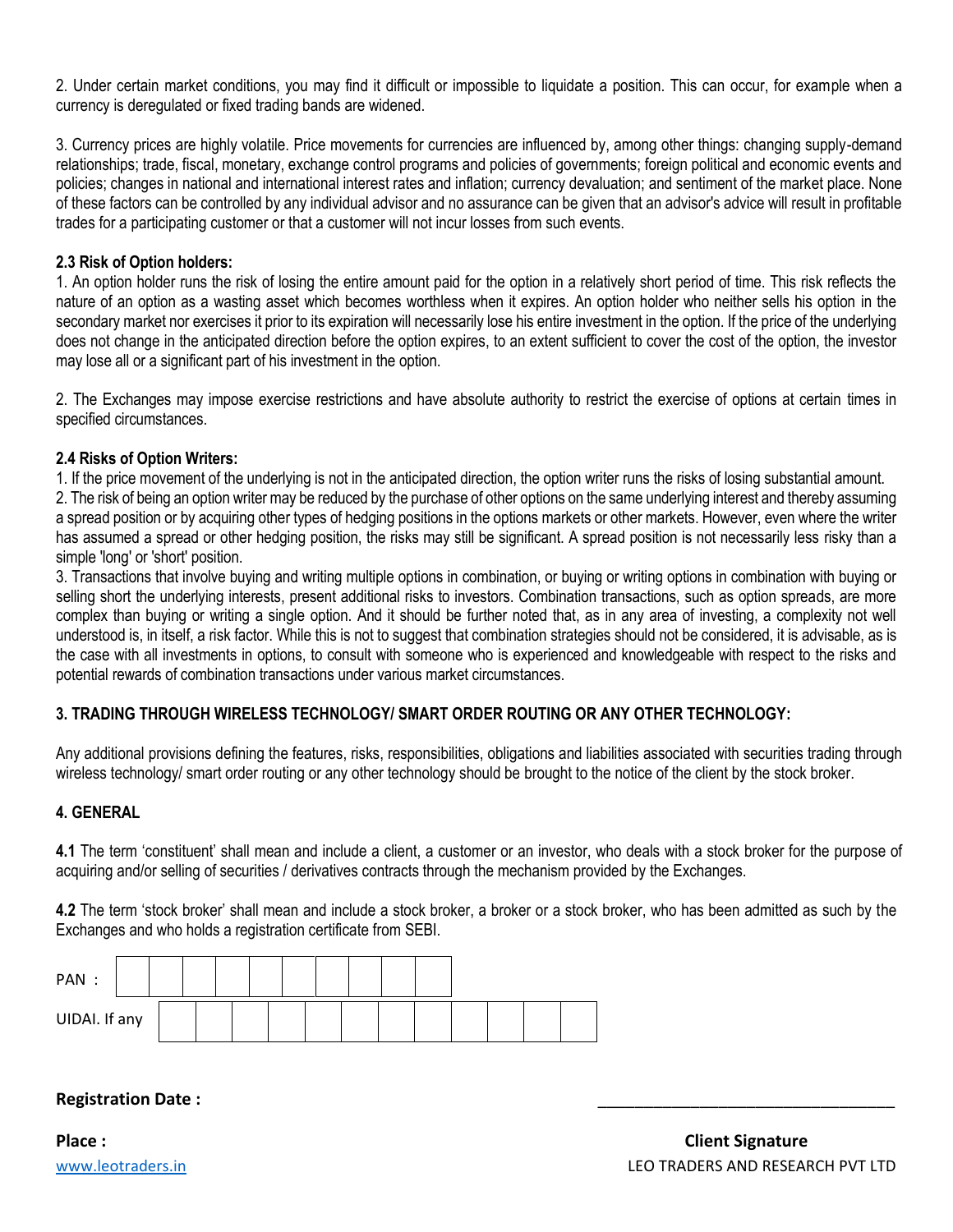2. Under certain market conditions, you may find it difficult or impossible to liquidate a position. This can occur, for example when a currency is deregulated or fixed trading bands are widened.

3. Currency prices are highly volatile. Price movements for currencies are influenced by, among other things: changing supply-demand relationships; trade, fiscal, monetary, exchange control programs and policies of governments; foreign political and economic events and policies; changes in national and international interest rates and inflation; currency devaluation; and sentiment of the market place. None of these factors can be controlled by any individual advisor and no assurance can be given that an advisor's advice will result in profitable trades for a participating customer or that a customer will not incur losses from such events.

**2.3 Risk of Option holders:**

1. An option holder runs the risk of losing the entire amount paid for the option in a relatively short period of time. This risk reflects the nature of an option as a wasting asset which becomes worthless when it expires. An option holder who neither sells his option in the secondary market nor exercises it prior to its expiration will necessarily lose his entire investment in the option. If the price of the underlying does not change in the anticipated direction before the option expires, to an extent sufficient to cover the cost of the option, the investor may lose all or a significant part of his investment in the option.

2. The Exchanges may impose exercise restrictions and have absolute authority to restrict the exercise of options at certain times in specified circumstances.

**2.4 Risks of Option Writers:**

1. If the price movement of the underlying is not in the anticipated direction, the option writer runs the risks of losing substantial amount.
2. The risk of being an option writer may be reduced by the purchase of other options on the same underlying interest and thereby assuming a spread position or by acquiring other types of hedging positions in the options markets or other markets. However, even where the writer has assumed a spread or other hedging position, the risks may still be significant. A spread position is not necessarily less risky than a simple 'long' or 'short' position.
3. Transactions that involve buying and writing multiple options in combination, or buying or writing options in combination with buying or selling short the underlying interests, present additional risks to investors. Combination transactions, such as option spreads, are more complex than buying or writing a single option. And it should be further noted that, as in any area of investing, a complexity not well understood is, in itself, a risk factor. While this is not to suggest that combination strategies should not be considered, it is advisable, as is the case with all investments in options, to consult with someone who is experienced and knowledgeable with respect to the risks and potential rewards of combination transactions under various market circumstances.

**3. TRADING THROUGH WIRELESS TECHNOLOGY/ SMART ORDER ROUTING OR ANY OTHER TECHNOLOGY:**

Any additional provisions defining the features, risks, responsibilities, obligations and liabilities associated with securities trading through wireless technology/ smart order routing or any other technology should be brought to the notice of the client by the stock broker.

**4. GENERAL**

**4.1** The term 'constituent' shall mean and include a client, a customer or an investor, who deals with a stock broker for the purpose of acquiring and/or selling of securities / derivatives contracts through the mechanism provided by the Exchanges.

**4.2** The term 'stock broker' shall mean and include a stock broker, a broker or a stock broker, who has been admitted as such by the Exchanges and who holds a registration certificate from SEBI.

| PAN : | | | | | | | | | | |
|---|---|---|---|---|---|---|---|---|---|---|

| UIDAI. If any | | | | | | | | | | | | |
|---|---|---|---|---|---|---|---|---|---|---|---|---|

**Registration Date :**

**Place :**

_______________________________

**Client Signature**

www.leotraders.in

LEO TRADERS AND RESEARCH PVT LTD